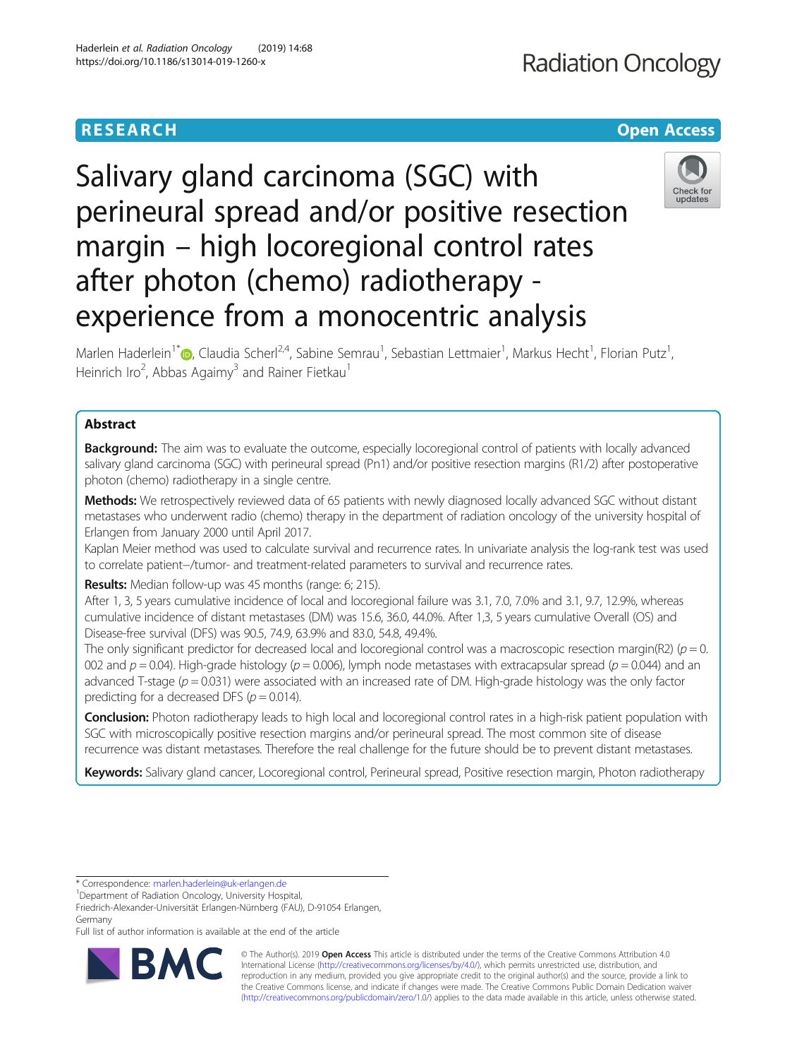RESEARCH

Open Access

# Salivary gland carcinoma (SGC) with perineural spread and/or positive resection margin – high locoregional control rates after photon (chemo) radiotherapy - experience from a monocentric analysis

Marlen Haderlein[1*], Claudia Scherl[2,4], Sabine Semrau[1], Sebastian Lettmaier[1], Markus Hecht[1], Florian Putz[1], Heinrich Iro[2], Abbas Agaimy[3] and Rainer Fietkau[1]

## Abstract

**Background:** The aim was to evaluate the outcome, especially locoregional control of patients with locally advanced salivary gland carcinoma (SGC) with perineural spread (Pn1) and/or positive resection margins (R1/2) after postoperative photon (chemo) radiotherapy in a single centre.

**Methods:** We retrospectively reviewed data of 65 patients with newly diagnosed locally advanced SGC without distant metastases who underwent radio (chemo) therapy in the department of radiation oncology of the university hospital of Erlangen from January 2000 until April 2017.

Kaplan Meier method was used to calculate survival and recurrence rates. In univariate analysis the log-rank test was used to correlate patient–/tumor- and treatment-related parameters to survival and recurrence rates.

**Results:** Median follow-up was 45 months (range: 6; 215).

After 1, 3, 5 years cumulative incidence of local and locoregional failure was 3.1, 7.0, 7.0% and 3.1, 9.7, 12.9%, whereas cumulative incidence of distant metastases (DM) was 15.6, 36.0, 44.0%. After 1,3, 5 years cumulative Overall (OS) and Disease-free survival (DFS) was 90.5, 74.9, 63.9% and 83.0, 54.8, 49.4%.

The only significant predictor for decreased local and locoregional control was a macroscopic resection margin(R2) ($p = 0.002$ and $p = 0.04$). High-grade histology ($p = 0.006$), lymph node metastases with extracapsular spread ($p = 0.044$) and an advanced T-stage ($p = 0.031$) were associated with an increased rate of DM. High-grade histology was the only factor predicting for a decreased DFS ($p = 0.014$).

**Conclusion:** Photon radiotherapy leads to high local and locoregional control rates in a high-risk patient population with SGC with microscopically positive resection margins and/or perineural spread. The most common site of disease recurrence was distant metastases. Therefore the real challenge for the future should be to prevent distant metastases.

**Keywords:** Salivary gland cancer, Locoregional control, Perineural spread, Positive resection margin, Photon radiotherapy

* Correspondence: marlen.haderlein@uk-erlangen.de
[1]Department of Radiation Oncology, University Hospital, Friedrich-Alexander-Universität Erlangen-Nürnberg (FAU), D-91054 Erlangen, Germany
Full list of author information is available at the end of the article

© The Author(s). 2019 **Open Access** This article is distributed under the terms of the Creative Commons Attribution 4.0 International License (http://creativecommons.org/licenses/by/4.0/), which permits unrestricted use, distribution, and reproduction in any medium, provided you give appropriate credit to the original author(s) and the source, provide a link to the Creative Commons license, and indicate if changes were made. The Creative Commons Public Domain Dedication waiver (http://creativecommons.org/publicdomain/zero/1.0/) applies to the data made available in this article, unless otherwise stated.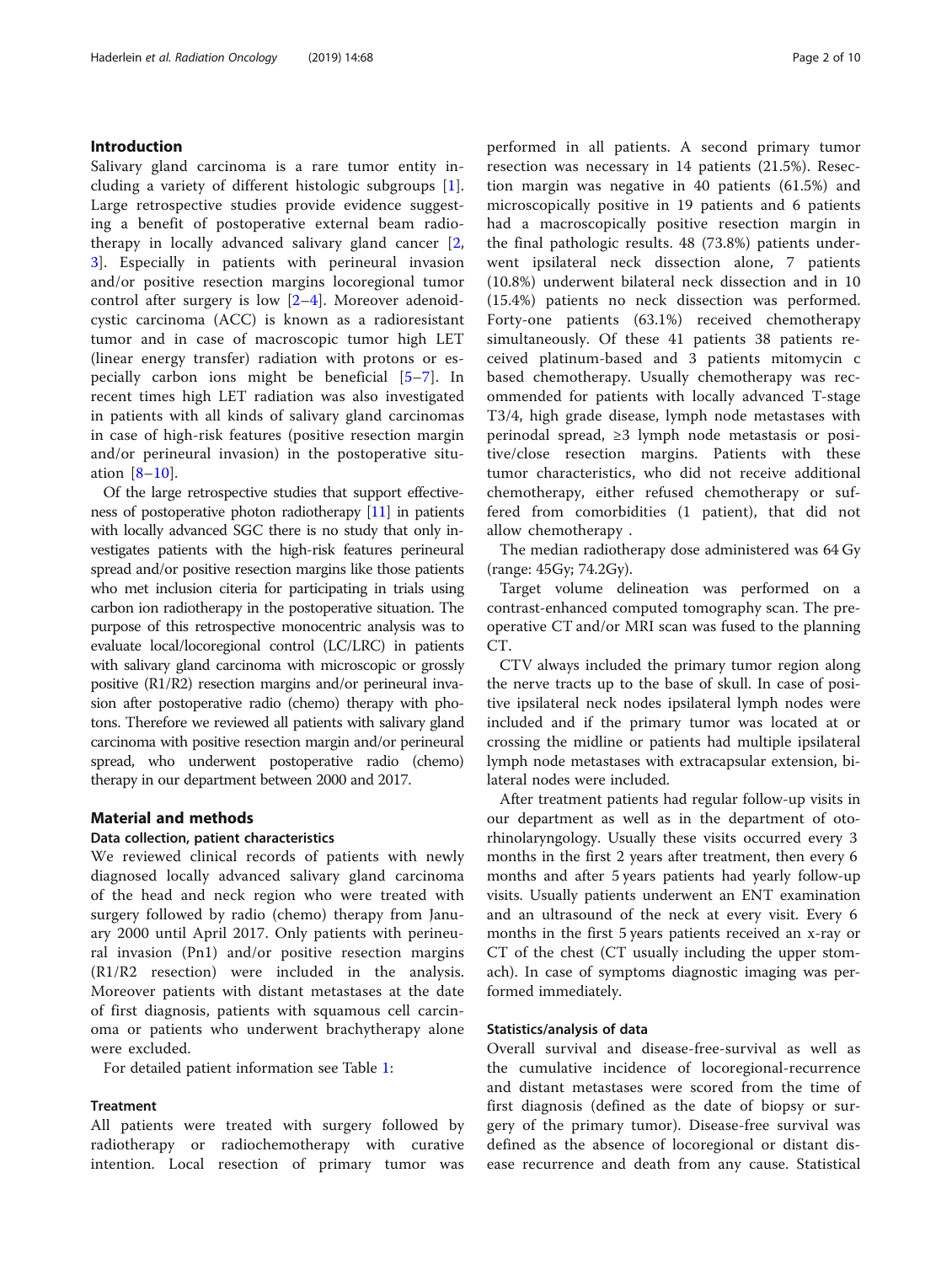## Introduction

Salivary gland carcinoma is a rare tumor entity including a variety of different histologic subgroups [1]. Large retrospective studies provide evidence suggesting a benefit of postoperative external beam radiotherapy in locally advanced salivary gland cancer [2, 3]. Especially in patients with perineural invasion and/or positive resection margins locoregional tumor control after surgery is low [2–4]. Moreover adenoid-cystic carcinoma (ACC) is known as a radioresistant tumor and in case of macroscopic tumor high LET (linear energy transfer) radiation with protons or especially carbon ions might be beneficial [5–7]. In recent times high LET radiation was also investigated in patients with all kinds of salivary gland carcinomas in case of high-risk features (positive resection margin and/or perineural invasion) in the postoperative situation [8–10].

Of the large retrospective studies that support effectiveness of postoperative photon radiotherapy [11] in patients with locally advanced SGC there is no study that only investigates patients with the high-risk features perineural spread and/or positive resection margins like those patients who met inclusion citeria for participating in trials using carbon ion radiotherapy in the postoperative situation. The purpose of this retrospective monocentric analysis was to evaluate local/locoregional control (LC/LRC) in patients with salivary gland carcinoma with microscopic or grossly positive (R1/R2) resection margins and/or perineural invasion after postoperative radio (chemo) therapy with photons. Therefore we reviewed all patients with salivary gland carcinoma with positive resection margin and/or perineural spread, who underwent postoperative radio (chemo) therapy in our department between 2000 and 2017.

## Material and methods

### Data collection, patient characteristics

We reviewed clinical records of patients with newly diagnosed locally advanced salivary gland carcinoma of the head and neck region who were treated with surgery followed by radio (chemo) therapy from January 2000 until April 2017. Only patients with perineural invasion (Pn1) and/or positive resection margins (R1/R2 resection) were included in the analysis. Moreover patients with distant metastases at the date of first diagnosis, patients with squamous cell carcinoma or patients who underwent brachytherapy alone were excluded.

For detailed patient information see Table 1:

### Treatment

All patients were treated with surgery followed by radiotherapy or radiochemotherapy with curative intention. Local resection of primary tumor was performed in all patients. A second primary tumor resection was necessary in 14 patients (21.5%). Resection margin was negative in 40 patients (61.5%) and microscopically positive in 19 patients and 6 patients had a macroscopically positive resection margin in the final pathologic results. 48 (73.8%) patients underwent ipsilateral neck dissection alone, 7 patients (10.8%) underwent bilateral neck dissection and in 10 (15.4%) patients no neck dissection was performed. Forty-one patients (63.1%) received chemotherapy simultaneously. Of these 41 patients 38 patients received platinum-based and 3 patients mitomycin c based chemotherapy. Usually chemotherapy was recommended for patients with locally advanced T-stage T3/4, high grade disease, lymph node metastases with perinodal spread, ≥3 lymph node metastasis or positive/close resection margins. Patients with these tumor characteristics, who did not receive additional chemotherapy, either refused chemotherapy or suffered from comorbidities (1 patient), that did not allow chemotherapy .

The median radiotherapy dose administered was 64 Gy (range: 45Gy; 74.2Gy).

Target volume delineation was performed on a contrast-enhanced computed tomography scan. The preoperative CT and/or MRI scan was fused to the planning CT.

CTV always included the primary tumor region along the nerve tracts up to the base of skull. In case of positive ipsilateral neck nodes ipsilateral lymph nodes were included and if the primary tumor was located at or crossing the midline or patients had multiple ipsilateral lymph node metastases with extracapsular extension, bilateral nodes were included.

After treatment patients had regular follow-up visits in our department as well as in the department of otorhinolaryngology. Usually these visits occurred every 3 months in the first 2 years after treatment, then every 6 months and after 5 years patients had yearly follow-up visits. Usually patients underwent an ENT examination and an ultrasound of the neck at every visit. Every 6 months in the first 5 years patients received an x-ray or CT of the chest (CT usually including the upper stomach). In case of symptoms diagnostic imaging was performed immediately.

### Statistics/analysis of data

Overall survival and disease-free-survival as well as the cumulative incidence of locoregional-recurrence and distant metastases were scored from the time of first diagnosis (defined as the date of biopsy or surgery of the primary tumor). Disease-free survival was defined as the absence of locoregional or distant disease recurrence and death from any cause. Statistical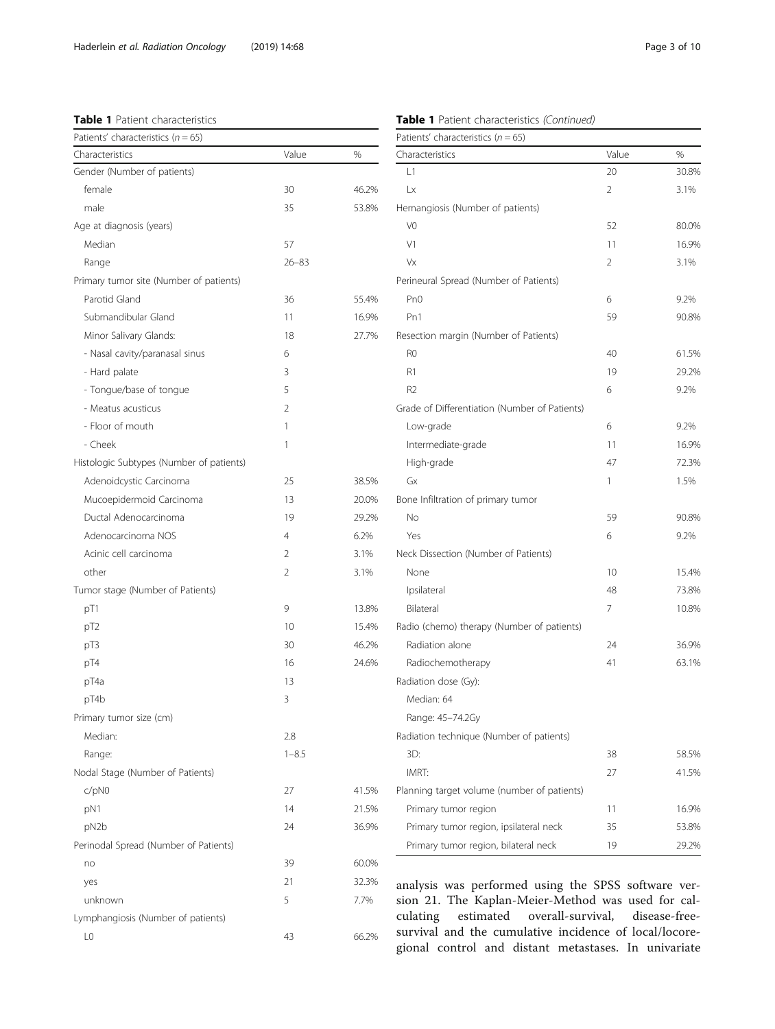**Table 1** Patient characteristics

| Patients' characteristics ($n = 65$) | | |
|---|---|---|
| Characteristics | Value | % |
| Gender (Number of patients) | | |
| female | 30 | 46.2% |
| male | 35 | 53.8% |
| Age at diagnosis (years) | | |
| Median | 57 | |
| Range | 26–83 | |
| Primary tumor site (Number of patients) | | |
| Parotid Gland | 36 | 55.4% |
| Submandibular Gland | 11 | 16.9% |
| Minor Salivary Glands: | 18 | 27.7% |
| - Nasal cavity/paranasal sinus | 6 | |
| - Hard palate | 3 | |
| - Tongue/base of tongue | 5 | |
| - Meatus acusticus | 2 | |
| - Floor of mouth | 1 | |
| - Cheek | 1 | |
| Histologic Subtypes (Number of patients) | | |
| Adenoidcystic Carcinoma | 25 | 38.5% |
| Mucoepidermoid Carcinoma | 13 | 20.0% |
| Ductal Adenocarcinoma | 19 | 29.2% |
| Adenocarcinoma NOS | 4 | 6.2% |
| Acinic cell carcinoma | 2 | 3.1% |
| other | 2 | 3.1% |
| Tumor stage (Number of Patients) | | |
| pT1 | 9 | 13.8% |
| pT2 | 10 | 15.4% |
| pT3 | 30 | 46.2% |
| pT4 | 16 | 24.6% |
| pT4a | 13 | |
| pT4b | 3 | |
| Primary tumor size (cm) | | |
| Median: | 2.8 | |
| Range: | 1–8.5 | |
| Nodal Stage (Number of Patients) | | |
| c/pN0 | 27 | 41.5% |
| pN1 | 14 | 21.5% |
| pN2b | 24 | 36.9% |
| Perinodal Spread (Number of Patients) | | |
| no | 39 | 60.0% |
| yes | 21 | 32.3% |
| unknown | 5 | 7.7% |
| Lymphangiosis (Number of patients) | | |
| L0 | 43 | 66.2% |
| L1 | 20 | 30.8% |
| Lx | 2 | 3.1% |
| Hemangiosis (Number of patients) | | |
| V0 | 52 | 80.0% |
| V1 | 11 | 16.9% |
| Vx | 2 | 3.1% |
| Perineural Spread (Number of Patients) | | |
| Pn0 | 6 | 9.2% |
| Pn1 | 59 | 90.8% |
| Resection margin (Number of Patients) | | |
| R0 | 40 | 61.5% |
| R1 | 19 | 29.2% |
| R2 | 6 | 9.2% |
| Grade of Differentiation (Number of Patients) | | |
| Low-grade | 6 | 9.2% |
| Intermediate-grade | 11 | 16.9% |
| High-grade | 47 | 72.3% |
| Gx | 1 | 1.5% |
| Bone Infiltration of primary tumor | | |
| No | 59 | 90.8% |
| Yes | 6 | 9.2% |
| Neck Dissection (Number of Patients) | | |
| None | 10 | 15.4% |
| Ipsilateral | 48 | 73.8% |
| Bilateral | 7 | 10.8% |
| Radio (chemo) therapy (Number of patients) | | |
| Radiation alone | 24 | 36.9% |
| Radiochemotherapy | 41 | 63.1% |
| Radiation dose (Gy): | | |
| Median: 64 | | |
| Range: 45–74.2Gy | | |
| Radiation technique (Number of patients) | | |
| 3D: | 38 | 58.5% |
| IMRT: | 27 | 41.5% |
| Planning target volume (number of patients) | | |
| Primary tumor region | 11 | 16.9% |
| Primary tumor region, ipsilateral neck | 35 | 53.8% |
| Primary tumor region, bilateral neck | 19 | 29.2% |

analysis was performed using the SPSS software version 21. The Kaplan-Meier-Method was used for calculating estimated overall-survival, disease-free-survival and the cumulative incidence of local/locoregional control and distant metastases. In univariate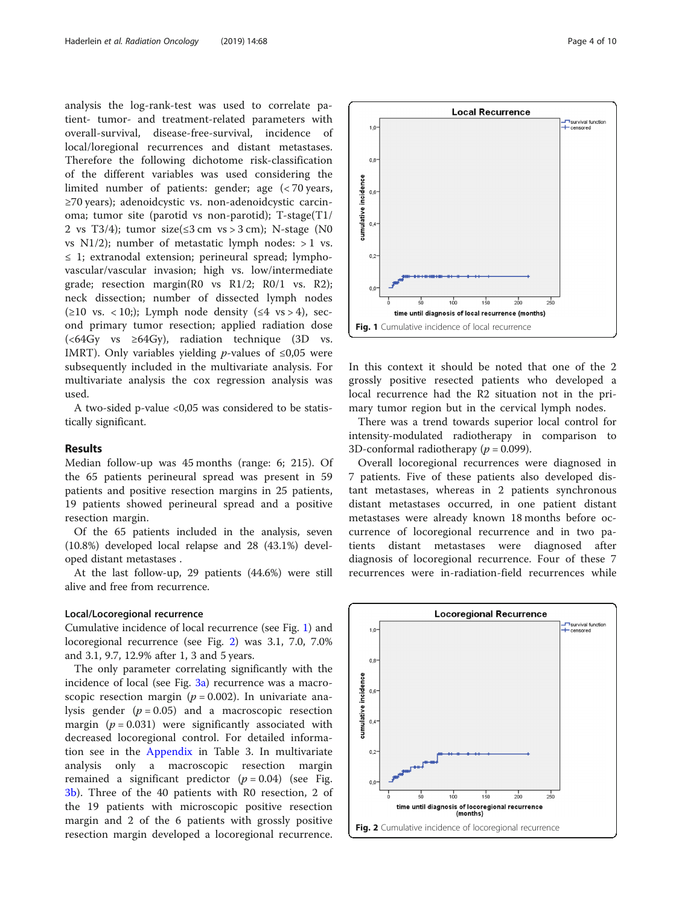analysis the log-rank-test was used to correlate patient- tumor- and treatment-related parameters with overall-survival, disease-free-survival, incidence of local/loregional recurrences and distant metastases. Therefore the following dichotome risk-classification of the different variables was used considering the limited number of patients: gender; age (< 70 years, ≥70 years); adenoidcystic vs. non-adenoidcystic carcinoma; tumor site (parotid vs non-parotid); T-stage(T1/2 vs T3/4); tumor size(≤3 cm vs > 3 cm); N-stage (N0 vs N1/2); number of metastatic lymph nodes: > 1 vs. ≤ 1; extranodal extension; perineural spread; lympho-vascular/vascular invasion; high vs. low/intermediate grade; resection margin(R0 vs R1/2; R0/1 vs. R2); neck dissection; number of dissected lymph nodes (≥10 vs. < 10;); Lymph node density (≤4 vs > 4), second primary tumor resection; applied radiation dose (<64Gy vs ≥64Gy), radiation technique (3D vs. IMRT). Only variables yielding $p$-values of ≤0,05 were subsequently included in the multivariate analysis. For multivariate analysis the cox regression analysis was used.

A two-sided p-value <0,05 was considered to be statistically significant.

## Results

Median follow-up was 45 months (range: 6; 215). Of the 65 patients perineural spread was present in 59 patients and positive resection margins in 25 patients, 19 patients showed perineural spread and a positive resection margin.

Of the 65 patients included in the analysis, seven (10.8%) developed local relapse and 28 (43.1%) developed distant metastases .

At the last follow-up, 29 patients (44.6%) were still alive and free from recurrence.

### Local/Locoregional recurrence

Cumulative incidence of local recurrence (see Fig. 1) and locoregional recurrence (see Fig. 2) was 3.1, 7.0, 7.0% and 3.1, 9.7, 12.9% after 1, 3 and 5 years.

The only parameter correlating significantly with the incidence of local (see Fig. 3a) recurrence was a macroscopic resection margin ($p = 0.002$). In univariate analysis gender ($p = 0.05$) and a macroscopic resection margin ($p = 0.031$) were significantly associated with decreased locoregional control. For detailed information see in the Appendix in Table 3. In multivariate analysis only a macroscopic resection margin remained a significant predictor ($p = 0.04$) (see Fig. 3b). Three of the 40 patients with R0 resection, 2 of the 19 patients with microscopic positive resection margin and 2 of the 6 patients with grossly positive resection margin developed a locoregional recurrence. In this context it should be noted that one of the 2 grossly positive resected patients who developed a local recurrence had the R2 situation not in the primary tumor region but in the cervical lymph nodes.

There was a trend towards superior local control for intensity-modulated radiotherapy in comparison to 3D-conformal radiotherapy ($p = 0.099$).

Overall locoregional recurrences were diagnosed in 7 patients. Five of these patients also developed distant metastases, whereas in 2 patients synchronous distant metastases occurred, in one patient distant metastases were already known 18 months before occurrence of locoregional recurrence and in two patients distant metastases were diagnosed after diagnosis of locoregional recurrence. Four of these 7 recurrences were in-radiation-field recurrences while

**Fig. 1** Cumulative incidence of local recurrence

**Fig. 2** Cumulative incidence of locoregional recurrence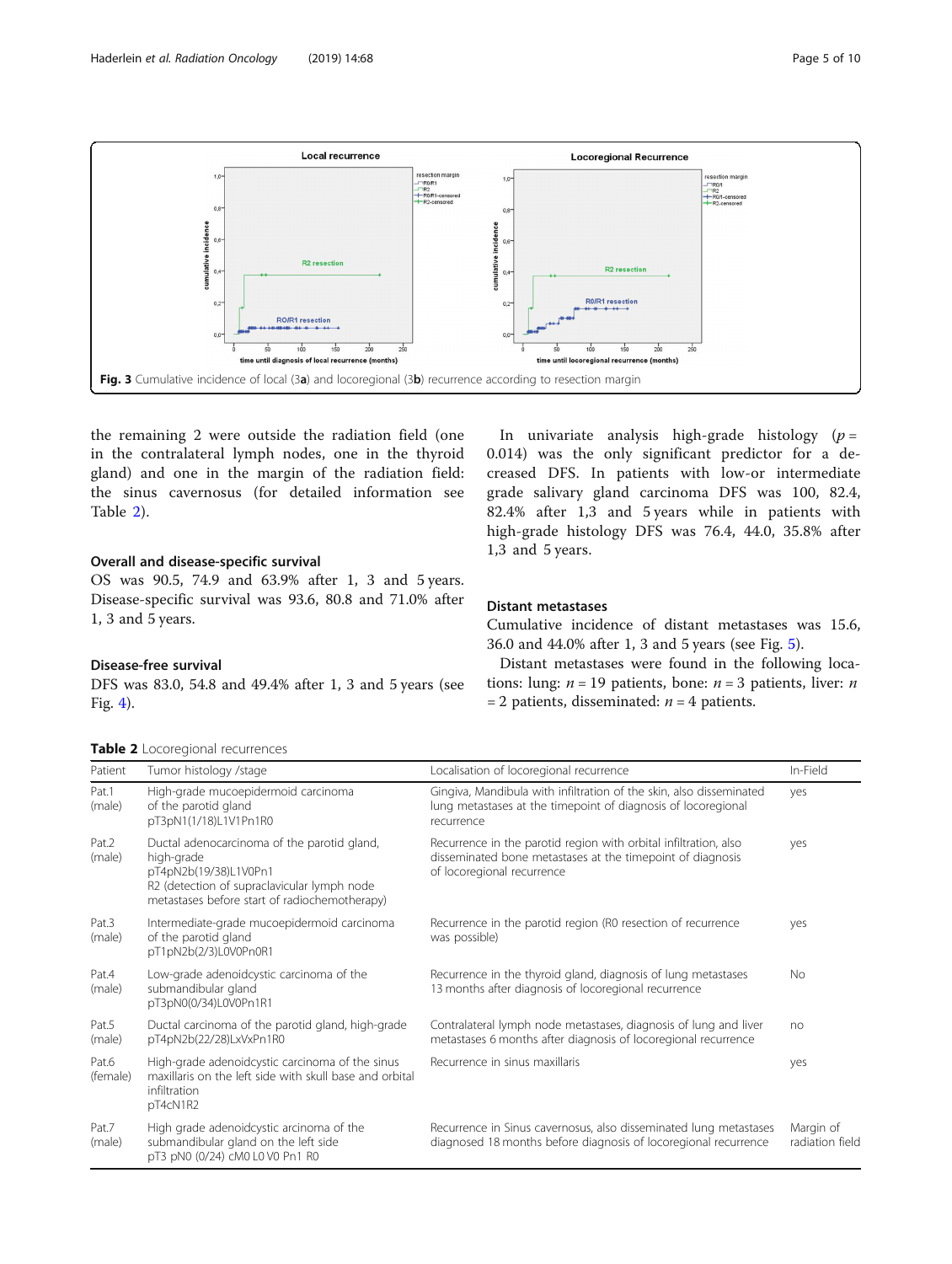Fig. 3 Cumulative incidence of local (3**a**) and locoregional (3**b**) recurrence according to resection margin

the remaining 2 were outside the radiation field (one in the contralateral lymph nodes, one in the thyroid gland) and one in the margin of the radiation field: the sinus cavernosus (for detailed information see Table 2).

### Overall and disease-specific survival

OS was 90.5, 74.9 and 63.9% after 1, 3 and 5 years. Disease-specific survival was 93.6, 80.8 and 71.0% after 1, 3 and 5 years.

### Disease-free survival

DFS was 83.0, 54.8 and 49.4% after 1, 3 and 5 years (see Fig. 4).

In univariate analysis high-grade histology ($p = 0.014$) was the only significant predictor for a decreased DFS. In patients with low-or intermediate grade salivary gland carcinoma DFS was 100, 82.4, 82.4% after 1,3 and 5 years while in patients with high-grade histology DFS was 76.4, 44.0, 35.8% after 1,3 and 5 years.

### Distant metastases

Cumulative incidence of distant metastases was 15.6, 36.0 and 44.0% after 1, 3 and 5 years (see Fig. 5).

Distant metastases were found in the following locations: lung: $n = 19$ patients, bone: $n = 3$ patients, liver: $n = 2$ patients, disseminated: $n = 4$ patients.

**Table 2** Locoregional recurrences

| Patient | Tumor histology /stage | Localisation of locoregional recurrence | In-Field |
|---|---|---|---|
| Pat.1 (male) | High-grade mucoepidermoid carcinoma of the parotid gland pT3pN1(1/18)L1V1Pn1R0 | Gingiva, Mandibula with infiltration of the skin, also disseminated lung metastases at the timepoint of diagnosis of locoregional recurrence | yes |
| Pat.2 (male) | Ductal adenocarcinoma of the parotid gland, high-grade pT4pN2b(19/38)L1V0Pn1 R2 (detection of supraclavicular lymph node metastases before start of radiochemotherapy) | Recurrence in the parotid region with orbital infiltration, also disseminated bone metastases at the timepoint of diagnosis of locoregional recurrence | yes |
| Pat.3 (male) | Intermediate-grade mucoepidermoid carcinoma of the parotid gland pT1pN2b(2/3)L0V0Pn0R1 | Recurrence in the parotid region (R0 resection of recurrence was possible) | yes |
| Pat.4 (male) | Low-grade adenoidcystic carcinoma of the submandibular gland pT3pN0(0/34)L0V0Pn1R1 | Recurrence in the thyroid gland, diagnosis of lung metastases 13 months after diagnosis of locoregional recurrence | No |
| Pat.5 (male) | Ductal carcinoma of the parotid gland, high-grade pT4pN2b(22/28)LxVxPn1R0 | Contralateral lymph node metastases, diagnosis of lung and liver metastases 6 months after diagnosis of locoregional recurrence | no |
| Pat.6 (female) | High-grade adenoidcystic carcinoma of the sinus maxillaris on the left side with skull base and orbital infiltration pT4cN1R2 | Recurrence in sinus maxillaris | yes |
| Pat.7 (male) | High grade adenoidcystic arcinoma of the submandibular gland on the left side pT3 pN0 (0/24) cM0 L0 V0 Pn1 R0 | Recurrence in Sinus cavernosus, also disseminated lung metastases diagnosed 18 months before diagnosis of locoregional recurrence | Margin of radiation field |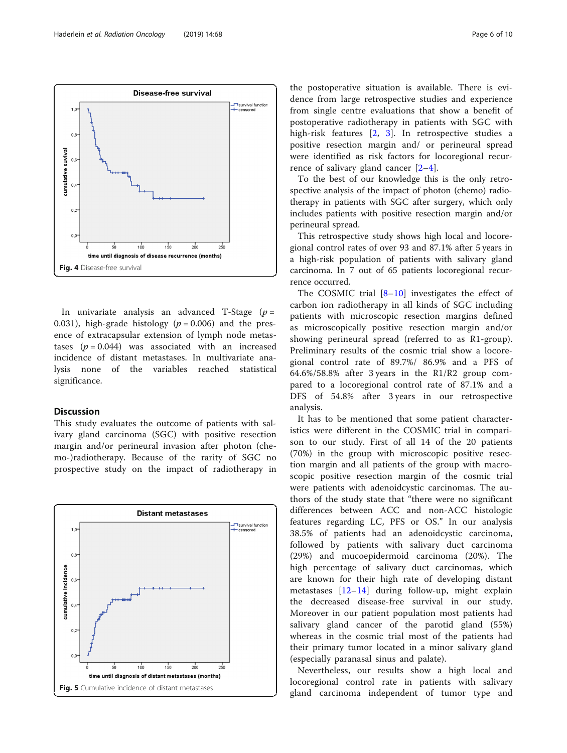Fig. 4 Disease-free survival

In univariate analysis an advanced T-Stage ($p$ = 0.031), high-grade histology ($p$ = 0.006) and the presence of extracapsular extension of lymph node metastases ($p$ = 0.044) was associated with an increased incidence of distant metastases. In multivariate analysis none of the variables reached statistical significance.

## Discussion

This study evaluates the outcome of patients with salivary gland carcinoma (SGC) with positive resection margin and/or perineural invasion after photon (chemo-)radiotherapy. Because of the rarity of SGC no prospective study on the impact of radiotherapy in the postoperative situation is available. There is evidence from large retrospective studies and experience from single centre evaluations that show a benefit of postoperative radiotherapy in patients with SGC with high-risk features [2, 3]. In retrospective studies a positive resection margin and/ or perineural spread were identified as risk factors for locoregional recurrence of salivary gland cancer [2–4].

To the best of our knowledge this is the only retrospective analysis of the impact of photon (chemo) radiotherapy in patients with SGC after surgery, which only includes patients with positive resection margin and/or perineural spread.

This retrospective study shows high local and locoregional control rates of over 93 and 87.1% after 5 years in a high-risk population of patients with salivary gland carcinoma. In 7 out of 65 patients locoregional recurrence occurred.

The COSMIC trial [8–10] investigates the effect of carbon ion radiotherapy in all kinds of SGC including patients with microscopic resection margins defined as microscopically positive resection margin and/or showing perineural spread (referred to as R1-group). Preliminary results of the cosmic trial show a locoregional control rate of 89.7%/ 86.9% and a PFS of 64.6%/58.8% after 3 years in the R1/R2 group compared to a locoregional control rate of 87.1% and a DFS of 54.8% after 3 years in our retrospective analysis.

It has to be mentioned that some patient characteristics were different in the COSMIC trial in comparison to our study. First of all 14 of the 20 patients (70%) in the group with microscopic positive resection margin and all patients of the group with macroscopic positive resection margin of the cosmic trial were patients with adenoidcystic carcinomas. The authors of the study state that "there were no significant differences between ACC and non-ACC histologic features regarding LC, PFS or OS." In our analysis 38.5% of patients had an adenoidcystic carcinoma, followed by patients with salivary duct carcinoma (29%) and mucoepidermoid carcinoma (20%). The high percentage of salivary duct carcinomas, which are known for their high rate of developing distant metastases [12–14] during follow-up, might explain the decreased disease-free survival in our study. Moreover in our patient population most patients had salivary gland cancer of the parotid gland (55%) whereas in the cosmic trial most of the patients had their primary tumor located in a minor salivary gland (especially paranasal sinus and palate).

Nevertheless, our results show a high local and locoregional control rate in patients with salivary gland carcinoma independent of tumor type and

Fig. 5 Cumulative incidence of distant metastases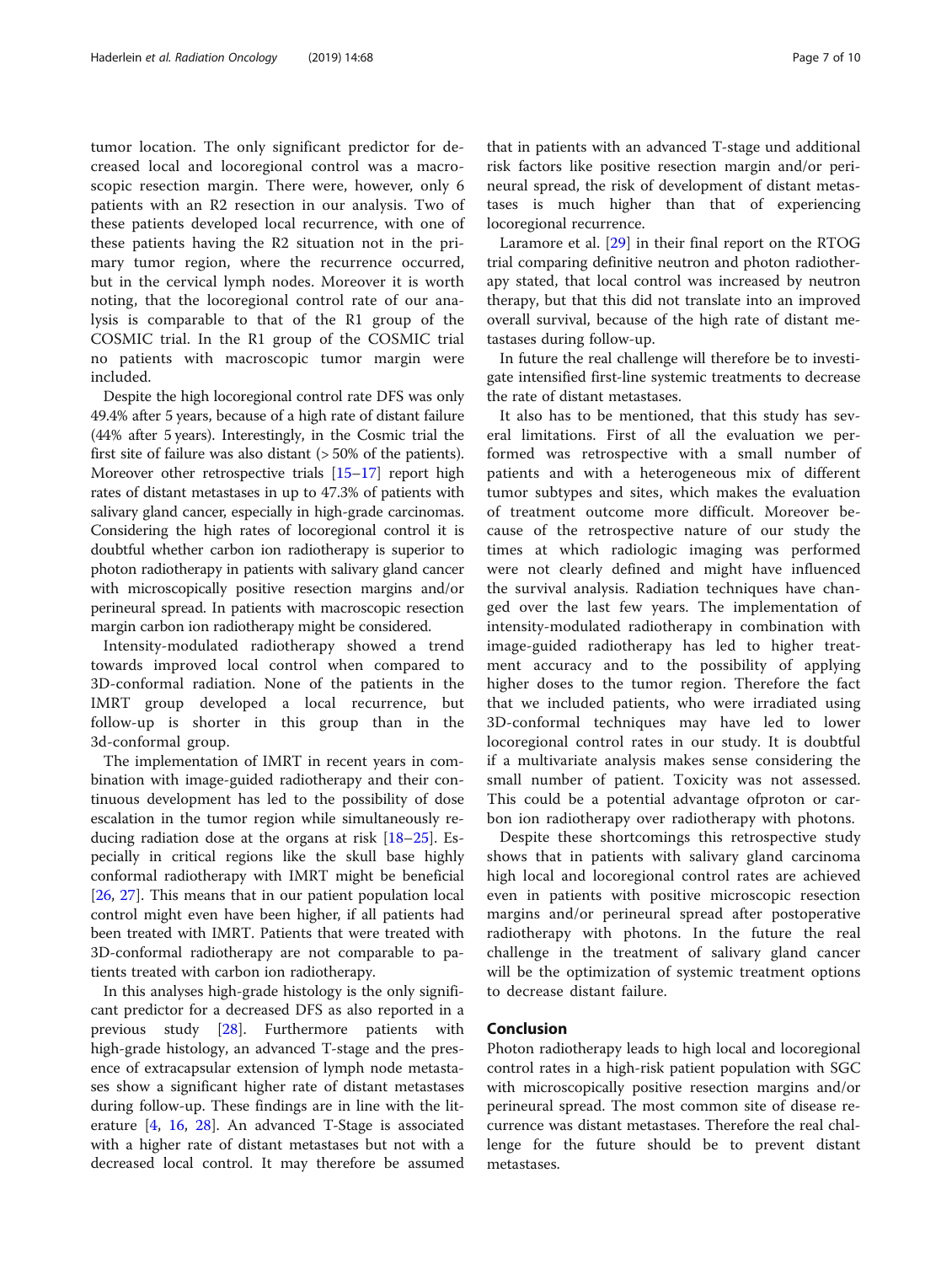tumor location. The only significant predictor for decreased local and locoregional control was a macroscopic resection margin. There were, however, only 6 patients with an R2 resection in our analysis. Two of these patients developed local recurrence, with one of these patients having the R2 situation not in the primary tumor region, where the recurrence occurred, but in the cervical lymph nodes. Moreover it is worth noting, that the locoregional control rate of our analysis is comparable to that of the R1 group of the COSMIC trial. In the R1 group of the COSMIC trial no patients with macroscopic tumor margin were included.

Despite the high locoregional control rate DFS was only 49.4% after 5 years, because of a high rate of distant failure (44% after 5 years). Interestingly, in the Cosmic trial the first site of failure was also distant (> 50% of the patients). Moreover other retrospective trials [15–17] report high rates of distant metastases in up to 47.3% of patients with salivary gland cancer, especially in high-grade carcinomas. Considering the high rates of locoregional control it is doubtful whether carbon ion radiotherapy is superior to photon radiotherapy in patients with salivary gland cancer with microscopically positive resection margins and/or perineural spread. In patients with macroscopic resection margin carbon ion radiotherapy might be considered.

Intensity-modulated radiotherapy showed a trend towards improved local control when compared to 3D-conformal radiation. None of the patients in the IMRT group developed a local recurrence, but follow-up is shorter in this group than in the 3d-conformal group.

The implementation of IMRT in recent years in combination with image-guided radiotherapy and their continuous development has led to the possibility of dose escalation in the tumor region while simultaneously reducing radiation dose at the organs at risk [18–25]. Especially in critical regions like the skull base highly conformal radiotherapy with IMRT might be beneficial [26, 27]. This means that in our patient population local control might even have been higher, if all patients had been treated with IMRT. Patients that were treated with 3D-conformal radiotherapy are not comparable to patients treated with carbon ion radiotherapy.

In this analyses high-grade histology is the only significant predictor for a decreased DFS as also reported in a previous study [28]. Furthermore patients with high-grade histology, an advanced T-stage and the presence of extracapsular extension of lymph node metastases show a significant higher rate of distant metastases during follow-up. These findings are in line with the literature [4, 16, 28]. An advanced T-Stage is associated with a higher rate of distant metastases but not with a decreased local control. It may therefore be assumed that in patients with an advanced T-stage und additional risk factors like positive resection margin and/or perineural spread, the risk of development of distant metastases is much higher than that of experiencing locoregional recurrence.

Laramore et al. [29] in their final report on the RTOG trial comparing definitive neutron and photon radiotherapy stated, that local control was increased by neutron therapy, but that this did not translate into an improved overall survival, because of the high rate of distant metastases during follow-up.

In future the real challenge will therefore be to investigate intensified first-line systemic treatments to decrease the rate of distant metastases.

It also has to be mentioned, that this study has several limitations. First of all the evaluation we performed was retrospective with a small number of patients and with a heterogeneous mix of different tumor subtypes and sites, which makes the evaluation of treatment outcome more difficult. Moreover because of the retrospective nature of our study the times at which radiologic imaging was performed were not clearly defined and might have influenced the survival analysis. Radiation techniques have changed over the last few years. The implementation of intensity-modulated radiotherapy in combination with image-guided radiotherapy has led to higher treatment accuracy and to the possibility of applying higher doses to the tumor region. Therefore the fact that we included patients, who were irradiated using 3D-conformal techniques may have led to lower locoregional control rates in our study. It is doubtful if a multivariate analysis makes sense considering the small number of patient. Toxicity was not assessed. This could be a potential advantage ofproton or carbon ion radiotherapy over radiotherapy with photons.

Despite these shortcomings this retrospective study shows that in patients with salivary gland carcinoma high local and locoregional control rates are achieved even in patients with positive microscopic resection margins and/or perineural spread after postoperative radiotherapy with photons. In the future the real challenge in the treatment of salivary gland cancer will be the optimization of systemic treatment options to decrease distant failure.

## Conclusion

Photon radiotherapy leads to high local and locoregional control rates in a high-risk patient population with SGC with microscopically positive resection margins and/or perineural spread. The most common site of disease recurrence was distant metastases. Therefore the real challenge for the future should be to prevent distant metastases.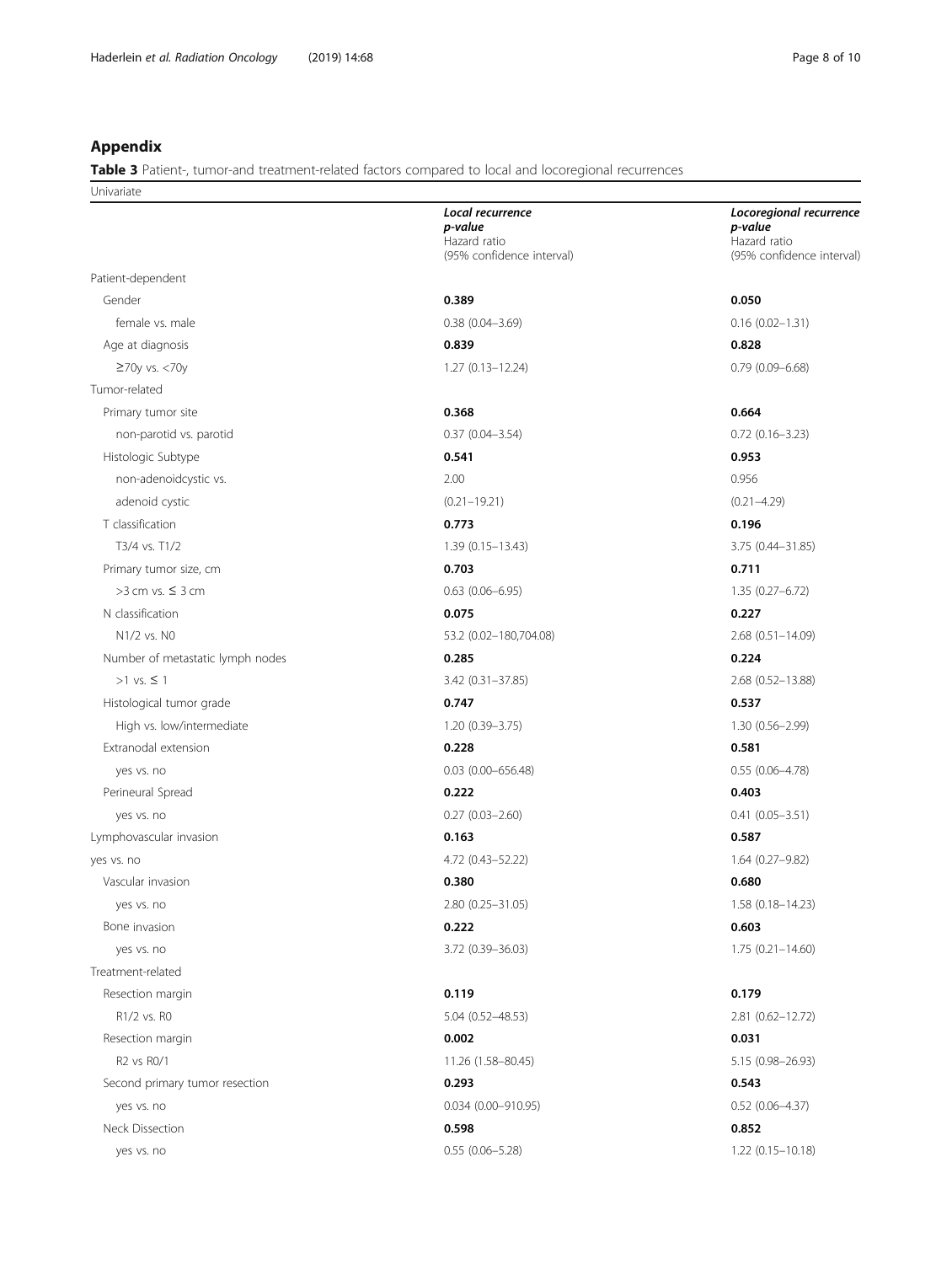## Appendix

**Table 3** Patient-, tumor-and treatment-related factors compared to local and locoregional recurrences

| Univariate | *Local recurrence* *p-value* Hazard ratio (95% confidence interval) | *Locoregional recurrence* *p-value* Hazard ratio (95% confidence interval) |
|---|---|---|
| Patient-dependent | | |
| Gender | **0.389** | **0.050** |
| female vs. male | 0.38 (0.04–3.69) | 0.16 (0.02–1.31) |
| Age at diagnosis | **0.839** | **0.828** |
| ≥70y vs. <70y | 1.27 (0.13–12.24) | 0.79 (0.09–6.68) |
| Tumor-related | | |
| Primary tumor site | **0.368** | **0.664** |
| non-parotid vs. parotid | 0.37 (0.04–3.54) | 0.72 (0.16–3.23) |
| Histologic Subtype | **0.541** | **0.953** |
| non-adenoidcystic vs. | 2.00 | 0.956 |
| adenoid cystic | (0.21–19.21) | (0.21–4.29) |
| T classification | **0.773** | **0.196** |
| T3/4 vs. T1/2 | 1.39 (0.15–13.43) | 3.75 (0.44–31.85) |
| Primary tumor size, cm | **0.703** | **0.711** |
| >3 cm vs. ≤ 3 cm | 0.63 (0.06–6.95) | 1.35 (0.27–6.72) |
| N classification | **0.075** | **0.227** |
| N1/2 vs. N0 | 53.2 (0.02–180,704.08) | 2.68 (0.51–14.09) |
| Number of metastatic lymph nodes | **0.285** | **0.224** |
| >1 vs. ≤ 1 | 3.42 (0.31–37.85) | 2.68 (0.52–13.88) |
| Histological tumor grade | **0.747** | **0.537** |
| High vs. low/intermediate | 1.20 (0.39–3.75) | 1.30 (0.56–2.99) |
| Extranodal extension | **0.228** | **0.581** |
| yes vs. no | 0.03 (0.00–656.48) | 0.55 (0.06–4.78) |
| Perineural Spread | **0.222** | **0.403** |
| yes vs. no | 0.27 (0.03–2.60) | 0.41 (0.05–3.51) |
| Lymphovascular invasion | **0.163** | **0.587** |
| yes vs. no | 4.72 (0.43–52.22) | 1.64 (0.27–9.82) |
| Vascular invasion | **0.380** | **0.680** |
| yes vs. no | 2.80 (0.25–31.05) | 1.58 (0.18–14.23) |
| Bone invasion | **0.222** | **0.603** |
| yes vs. no | 3.72 (0.39–36.03) | 1.75 (0.21–14.60) |
| Treatment-related | | |
| Resection margin | **0.119** | **0.179** |
| R1/2 vs. R0 | 5.04 (0.52–48.53) | 2.81 (0.62–12.72) |
| Resection margin | **0.002** | **0.031** |
| R2 vs R0/1 | 11.26 (1.58–80.45) | 5.15 (0.98–26.93) |
| Second primary tumor resection | **0.293** | **0.543** |
| yes vs. no | 0.034 (0.00–910.95) | 0.52 (0.06–4.37) |
| Neck Dissection | **0.598** | **0.852** |
| yes vs. no | 0.55 (0.06–5.28) | 1.22 (0.15–10.18) |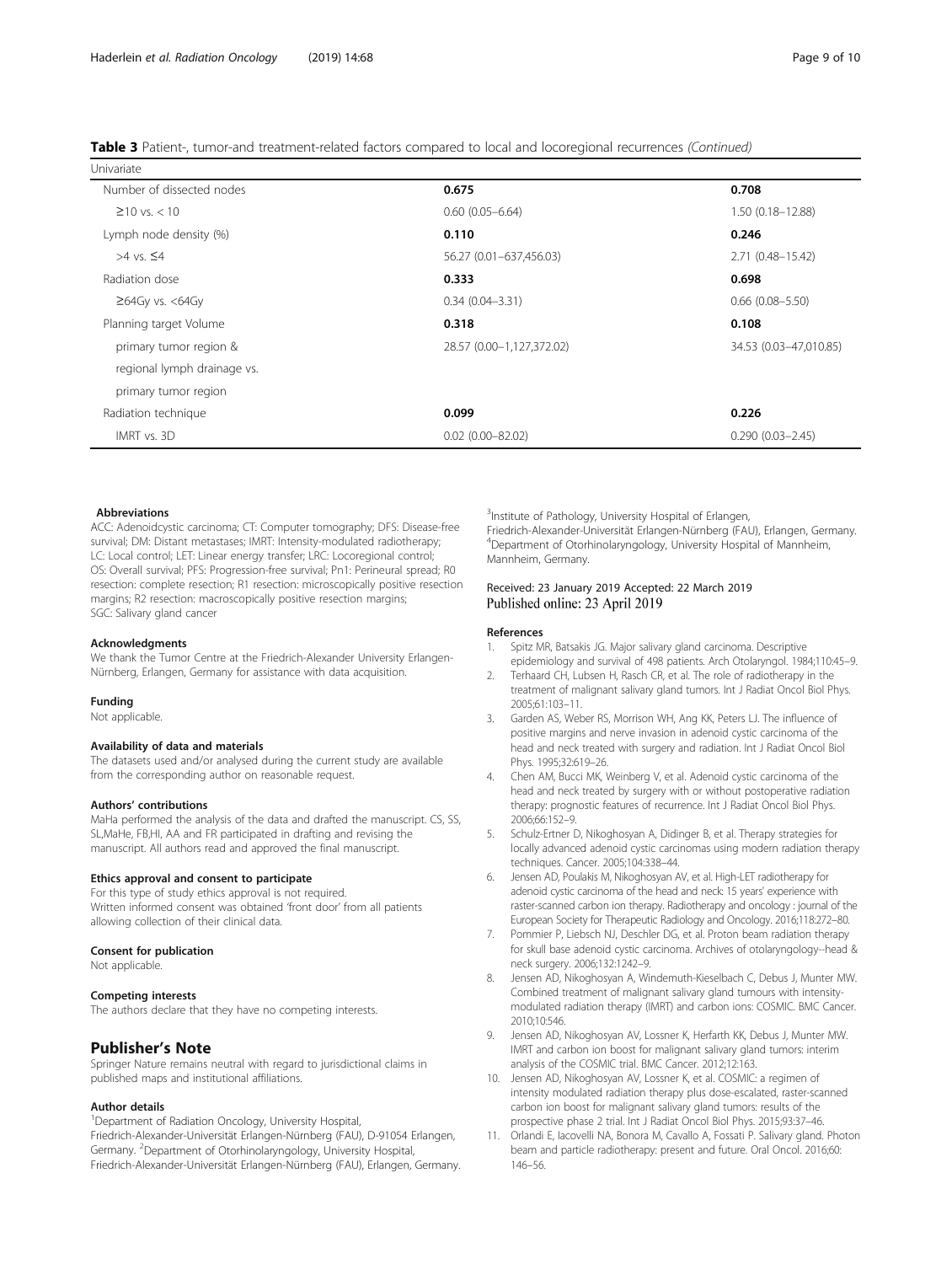**Table 3** Patient-, tumor-and treatment-related factors compared to local and locoregional recurrences *(Continued)*

| Univariate | | |
|---|---|---|
| Number of dissected nodes | **0.675** | **0.708** |
| ≥10 vs. < 10 | 0.60 (0.05–6.64) | 1.50 (0.18–12.88) |
| Lymph node density (%) | **0.110** | **0.246** |
| >4 vs. ≤4 | 56.27 (0.01–637,456.03) | 2.71 (0.48–15.42) |
| Radiation dose | **0.333** | **0.698** |
| ≥64Gy vs. <64Gy | 0.34 (0.04–3.31) | 0.66 (0.08–5.50) |
| Planning target Volume | **0.318** | **0.108** |
| primary tumor region & regional lymph drainage vs. primary tumor region | 28.57 (0.00–1,127,372.02) | 34.53 (0.03–47,010.85) |
| Radiation technique | **0.099** | **0.226** |
| IMRT vs. 3D | 0.02 (0.00–82.02) | 0.290 (0.03–2.45) |

#### Abbreviations

ACC: Adenoidcystic carcinoma; CT: Computer tomography; DFS: Disease-free survival; DM: Distant metastases; IMRT: Intensity-modulated radiotherapy; LC: Local control; LET: Linear energy transfer; LRC: Locoregional control; OS: Overall survival; PFS: Progression-free survival; Pn1: Perineural spread; R0 resection: complete resection; R1 resection: microscopically positive resection margins; R2 resection: macroscopically positive resection margins; SGC: Salivary gland cancer

#### Acknowledgments

We thank the Tumor Centre at the Friedrich-Alexander University Erlangen-Nürnberg, Erlangen, Germany for assistance with data acquisition.

#### Funding

Not applicable.

#### Availability of data and materials

The datasets used and/or analysed during the current study are available from the corresponding author on reasonable request.

#### Authors' contributions

MaHa performed the analysis of the data and drafted the manuscript. CS, SS, SL,MaHe, FB,HI, AA and FR participated in drafting and revising the manuscript. All authors read and approved the final manuscript.

#### Ethics approval and consent to participate

For this type of study ethics approval is not required.
Written informed consent was obtained 'front door' from all patients allowing collection of their clinical data.

#### Consent for publication

Not applicable.

#### Competing interests

The authors declare that they have no competing interests.

## Publisher's Note

Springer Nature remains neutral with regard to jurisdictional claims in published maps and institutional affiliations.

#### Author details

[1]Department of Radiation Oncology, University Hospital, Friedrich-Alexander-Universität Erlangen-Nürnberg (FAU), D-91054 Erlangen, Germany. [2]Department of Otorhinolaryngology, University Hospital, Friedrich-Alexander-Universität Erlangen-Nürnberg (FAU), Erlangen, Germany. [3]Institute of Pathology, University Hospital of Erlangen, Friedrich-Alexander-Universität Erlangen-Nürnberg (FAU), Erlangen, Germany. [4]Department of Otorhinolaryngology, University Hospital of Mannheim, Mannheim, Germany.

Received: 23 January 2019 Accepted: 22 March 2019
Published online: 23 April 2019

#### References

1. Spitz MR, Batsakis JG. Major salivary gland carcinoma. Descriptive epidemiology and survival of 498 patients. Arch Otolaryngol. 1984;110:45–9.
2. Terhaard CH, Lubsen H, Rasch CR, et al. The role of radiotherapy in the treatment of malignant salivary gland tumors. Int J Radiat Oncol Biol Phys. 2005;61:103–11.
3. Garden AS, Weber RS, Morrison WH, Ang KK, Peters LJ. The influence of positive margins and nerve invasion in adenoid cystic carcinoma of the head and neck treated with surgery and radiation. Int J Radiat Oncol Biol Phys. 1995;32:619–26.
4. Chen AM, Bucci MK, Weinberg V, et al. Adenoid cystic carcinoma of the head and neck treated by surgery with or without postoperative radiation therapy: prognostic features of recurrence. Int J Radiat Oncol Biol Phys. 2006;66:152–9.
5. Schulz-Ertner D, Nikoghosyan A, Didinger B, et al. Therapy strategies for locally advanced adenoid cystic carcinomas using modern radiation therapy techniques. Cancer. 2005;104:338–44.
6. Jensen AD, Poulakis M, Nikoghosyan AV, et al. High-LET radiotherapy for adenoid cystic carcinoma of the head and neck: 15 years' experience with raster-scanned carbon ion therapy. Radiotherapy and oncology : journal of the European Society for Therapeutic Radiology and Oncology. 2016;118:272–80.
7. Pommier P, Liebsch NJ, Deschler DG, et al. Proton beam radiation therapy for skull base adenoid cystic carcinoma. Archives of otolaryngology--head & neck surgery. 2006;132:1242–9.
8. Jensen AD, Nikoghosyan A, Windemuth-Kieselbach C, Debus J, Munter MW. Combined treatment of malignant salivary gland tumours with intensity-modulated radiation therapy (IMRT) and carbon ions: COSMIC. BMC Cancer. 2010;10:546.
9. Jensen AD, Nikoghosyan AV, Lossner K, Herfarth KK, Debus J, Munter MW. IMRT and carbon ion boost for malignant salivary gland tumors: interim analysis of the COSMIC trial. BMC Cancer. 2012;12:163.
10. Jensen AD, Nikoghosyan AV, Lossner K, et al. COSMIC: a regimen of intensity modulated radiation therapy plus dose-escalated, raster-scanned carbon ion boost for malignant salivary gland tumors: results of the prospective phase 2 trial. Int J Radiat Oncol Biol Phys. 2015;93:37–46.
11. Orlandi E, Iacovelli NA, Bonora M, Cavallo A, Fossati P. Salivary gland. Photon beam and particle radiotherapy: present and future. Oral Oncol. 2016;60: 146–56.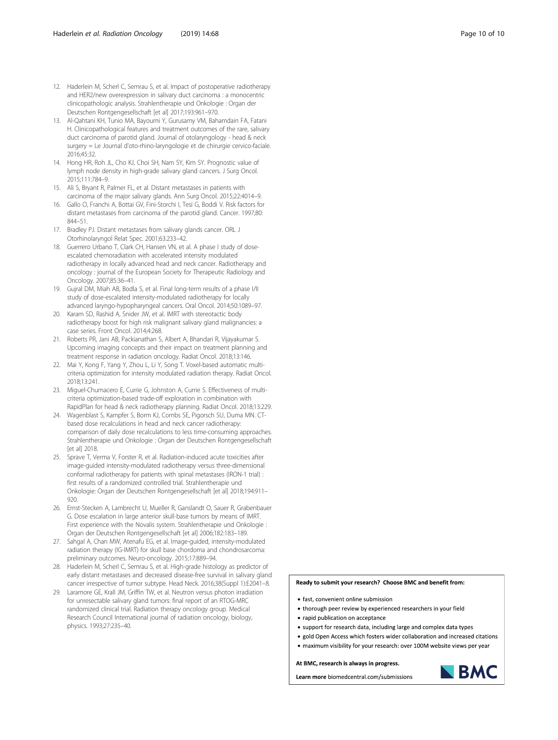12. Haderlein M, Scherl C, Semrau S, et al. Impact of postoperative radiotherapy and HER2/new overexpression in salivary duct carcinoma : a monocentric clinicopathologic analysis. Strahlentherapie und Onkologie : Organ der Deutschen Rontgengesellschaft [et al] 2017;193:961–970.
13. Al-Qahtani KH, Tunio MA, Bayoumi Y, Gurusamy VM, Bahamdain FA, Fatani H. Clinicopathological features and treatment outcomes of the rare, salivary duct carcinoma of parotid gland. Journal of otolaryngology - head & neck surgery = Le Journal d'oto-rhino-laryngologie et de chirurgie cervico-faciale. 2016;45:32.
14. Hong HR, Roh JL, Cho KJ, Choi SH, Nam SY, Kim SY. Prognostic value of lymph node density in high-grade salivary gland cancers. J Surg Oncol. 2015;111:784–9.
15. Ali S, Bryant R, Palmer FL, et al. Distant metastases in patients with carcinoma of the major salivary glands. Ann Surg Oncol. 2015;22:4014–9.
16. Gallo O, Franchi A, Bottai GV, Fini-Storchi I, Tesi G, Boddi V. Risk factors for distant metastases from carcinoma of the parotid gland. Cancer. 1997;80: 844–51.
17. Bradley PJ. Distant metastases from salivary glands cancer. ORL J Otorhinolaryngol Relat Spec. 2001;63:233–42.
18. Guerrero Urbano T, Clark CH, Hansen VN, et al. A phase I study of dose-escalated chemoradiation with accelerated intensity modulated radiotherapy in locally advanced head and neck cancer. Radiotherapy and oncology : journal of the European Society for Therapeutic Radiology and Oncology. 2007;85:36–41.
19. Gujral DM, Miah AB, Bodla S, et al. Final long-term results of a phase I/II study of dose-escalated intensity-modulated radiotherapy for locally advanced laryngo-hypopharyngeal cancers. Oral Oncol. 2014;50:1089–97.
20. Karam SD, Rashid A, Snider JW, et al. IMRT with stereotactic body radiotherapy boost for high risk malignant salivary gland malignancies: a case series. Front Oncol. 2014;4:268.
21. Roberts PR, Jani AB, Packianathan S, Albert A, Bhandari R, Vijayakumar S. Upcoming imaging concepts and their impact on treatment planning and treatment response in radiation oncology. Radiat Oncol. 2018;13:146.
22. Mai Y, Kong F, Yang Y, Zhou L, Li Y, Song T. Voxel-based automatic multi-criteria optimization for intensity modulated radiation therapy. Radiat Oncol. 2018;13:241.
23. Miguel-Chumacero E, Currie G, Johnston A, Currie S. Effectiveness of multi-criteria optimization-based trade-off exploration in combination with RapidPlan for head & neck radiotherapy planning. Radiat Oncol. 2018;13:229.
24. Wagenblast S, Kampfer S, Borm KJ, Combs SE, Pigorsch SU, Duma MN. CT-based dose recalculations in head and neck cancer radiotherapy: comparison of daily dose recalculations to less time-consuming approaches. Strahlentherapie und Onkologie : Organ der Deutschen Rontgengesellschaft [et al] 2018.
25. Sprave T, Verma V, Forster R, et al. Radiation-induced acute toxicities after image-guided intensity-modulated radiotherapy versus three-dimensional conformal radiotherapy for patients with spinal metastases (IRON-1 trial) : first results of a randomized controlled trial. Strahlentherapie und Onkologie: Organ der Deutschen Rontgengesellschaft [et al] 2018;194:911–920.
26. Ernst-Stecken A, Lambrecht U, Mueller R, Ganslandt O, Sauer R, Grabenbauer G. Dose escalation in large anterior skull-base tumors by means of IMRT. First experience with the Novalis system. Strahlentherapie und Onkologie : Organ der Deutschen Rontgengesellschaft [et al] 2006;182:183–189.
27. Sahgal A, Chan MW, Atenafu EG, et al. Image-guided, intensity-modulated radiation therapy (IG-IMRT) for skull base chordoma and chondrosarcoma: preliminary outcomes. Neuro-oncology. 2015;17:889–94.
28. Haderlein M, Scherl C, Semrau S, et al. High-grade histology as predictor of early distant metastases and decreased disease-free survival in salivary gland cancer irrespective of tumor subtype. Head Neck. 2016;38(Suppl 1):E2041–8.
29. Laramore GE, Krall JM, Griffin TW, et al. Neutron versus photon irradiation for unresectable salivary gland tumors: final report of an RTOG-MRC randomized clinical trial. Radiation therapy oncology group. Medical Research Council International journal of radiation oncology, biology, physics. 1993;27:235–40.

**Ready to submit your research? Choose BMC and benefit from:**

- fast, convenient online submission
- thorough peer review by experienced researchers in your field
- rapid publication on acceptance
- support for research data, including large and complex data types
- gold Open Access which fosters wider collaboration and increased citations
- maximum visibility for your research: over 100M website views per year

**At BMC, research is always in progress.**

**Learn more** biomedcentral.com/submissions

BMC